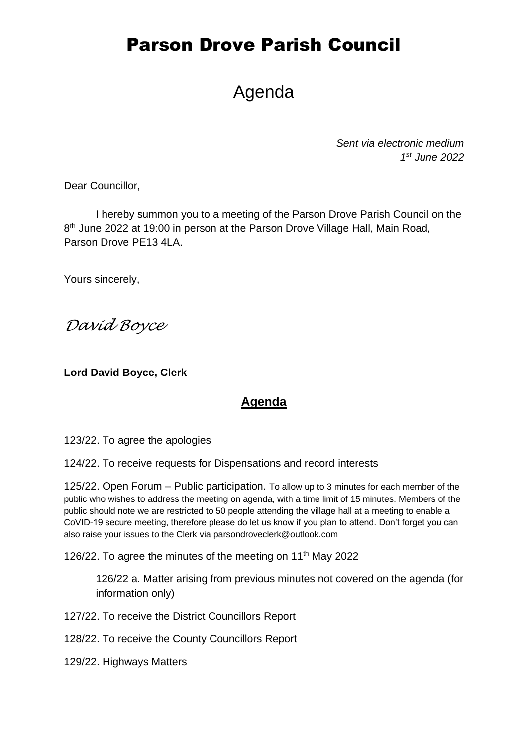# Parson Drove Parish Council

## Agenda

*Sent via electronic medium*
*1st June 2022*

Dear Councillor,

I hereby summon you to a meeting of the Parson Drove Parish Council on the 8th June 2022 at 19:00 in person at the Parson Drove Village Hall, Main Road, Parson Drove PE13 4LA.

Yours sincerely,

*David Boyce*

**Lord David Boyce, Clerk**

## Agenda

123/22. To agree the apologies

124/22. To receive requests for Dispensations and record interests

125/22. Open Forum – Public participation. To allow up to 3 minutes for each member of the public who wishes to address the meeting on agenda, with a time limit of 15 minutes. Members of the public should note we are restricted to 50 people attending the village hall at a meeting to enable a CoVID-19 secure meeting, therefore please do let us know if you plan to attend. Don't forget you can also raise your issues to the Clerk via parsondroveclerk@outlook.com

126/22. To agree the minutes of the meeting on 11th May 2022

> 126/22 a. Matter arising from previous minutes not covered on the agenda (for information only)

127/22. To receive the District Councillors Report

128/22. To receive the County Councillors Report

129/22. Highways Matters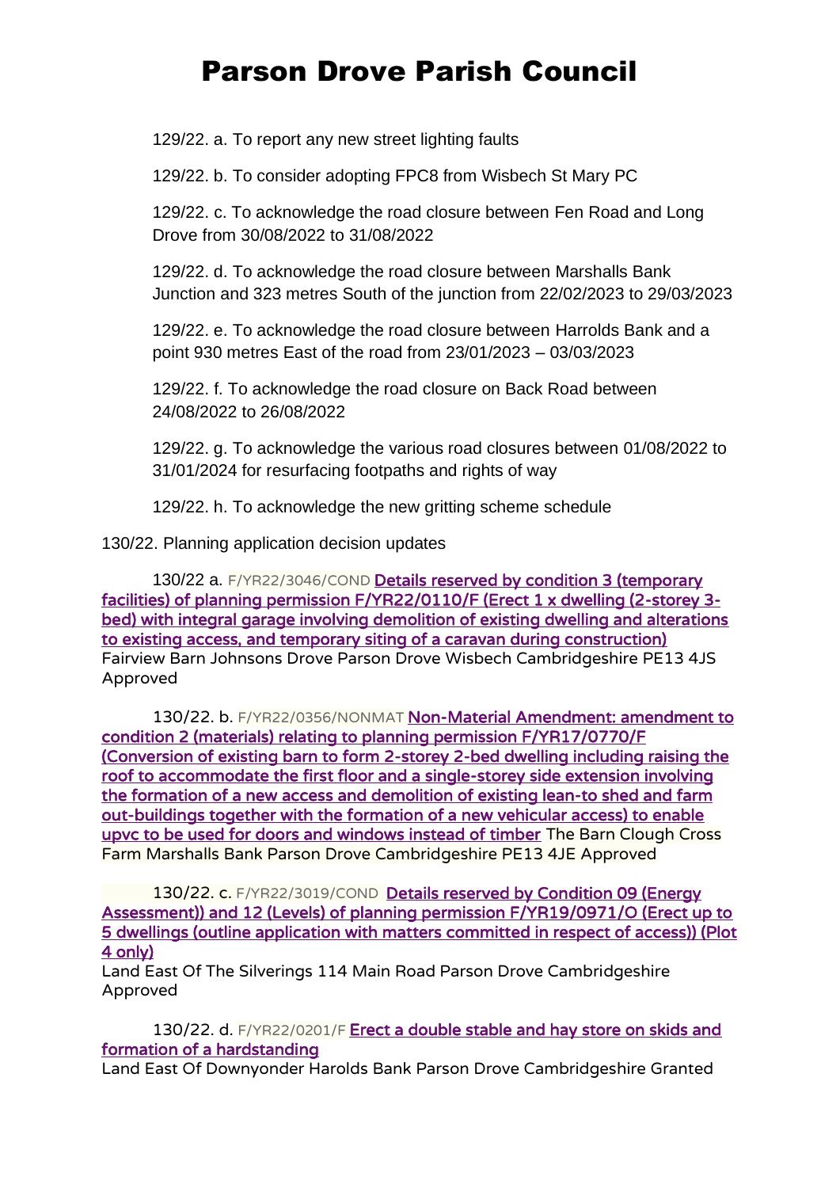# Parson Drove Parish Council

129/22. a. To report any new street lighting faults

129/22. b. To consider adopting FPC8 from Wisbech St Mary PC

129/22. c. To acknowledge the road closure between Fen Road and Long Drove from 30/08/2022 to 31/08/2022

129/22. d. To acknowledge the road closure between Marshalls Bank Junction and 323 metres South of the junction from 22/02/2023 to 29/03/2023

129/22. e. To acknowledge the road closure between Harrolds Bank and a point 930 metres East of the road from 23/01/2023 – 03/03/2023

129/22. f. To acknowledge the road closure on Back Road between 24/08/2022 to 26/08/2022

129/22. g. To acknowledge the various road closures between 01/08/2022 to 31/01/2024 for resurfacing footpaths and rights of way

129/22. h. To acknowledge the new gritting scheme schedule

130/22. Planning application decision updates

130/22 a. F/YR22/3046/COND Details reserved by condition 3 (temporary facilities) of planning permission F/YR22/0110/F (Erect 1 x dwelling (2-storey 3-bed) with integral garage involving demolition of existing dwelling and alterations to existing access, and temporary siting of a caravan during construction) Fairview Barn Johnsons Drove Parson Drove Wisbech Cambridgeshire PE13 4JS Approved

130/22. b. F/YR22/0356/NONMAT Non-Material Amendment: amendment to condition 2 (materials) relating to planning permission F/YR17/0770/F (Conversion of existing barn to form 2-storey 2-bed dwelling including raising the roof to accommodate the first floor and a single-storey side extension involving the formation of a new access and demolition of existing lean-to shed and farm out-buildings together with the formation of a new vehicular access) to enable upvc to be used for doors and windows instead of timber The Barn Clough Cross Farm Marshalls Bank Parson Drove Cambridgeshire PE13 4JE Approved

130/22. c. F/YR22/3019/COND Details reserved by Condition 09 (Energy Assessment)) and 12 (Levels) of planning permission F/YR19/0971/O (Erect up to 5 dwellings (outline application with matters committed in respect of access)) (Plot 4 only)
Land East Of The Silverings 114 Main Road Parson Drove Cambridgeshire Approved

130/22. d. F/YR22/0201/F Erect a double stable and hay store on skids and formation of a hardstanding
Land East Of Downyonder Harolds Bank Parson Drove Cambridgeshire Granted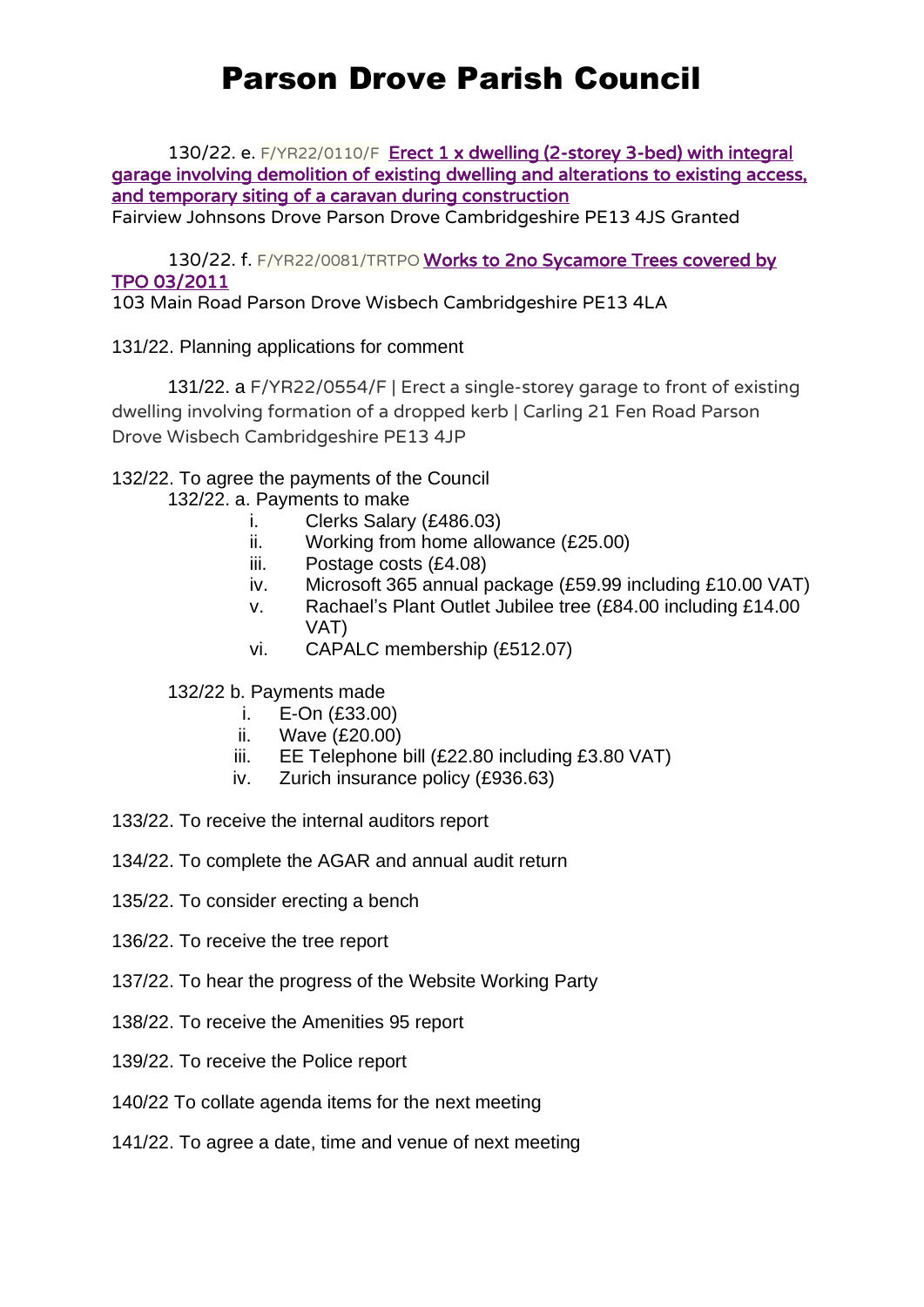# Parson Drove Parish Council

130/22. e. F/YR22/0110/F Erect 1 x dwelling (2-storey 3-bed) with integral garage involving demolition of existing dwelling and alterations to existing access, and temporary siting of a caravan during construction
Fairview Johnsons Drove Parson Drove Cambridgeshire PE13 4JS Granted

130/22. f. F/YR22/0081/TRTPO Works to 2no Sycamore Trees covered by TPO 03/2011
103 Main Road Parson Drove Wisbech Cambridgeshire PE13 4LA

131/22. Planning applications for comment

131/22. a F/YR22/0554/F | Erect a single-storey garage to front of existing dwelling involving formation of a dropped kerb | Carling 21 Fen Road Parson Drove Wisbech Cambridgeshire PE13 4JP

132/22. To agree the payments of the Council

132/22. a. Payments to make

i. Clerks Salary (£486.03)
ii. Working from home allowance (£25.00)
iii. Postage costs (£4.08)
iv. Microsoft 365 annual package (£59.99 including £10.00 VAT)
v. Rachael's Plant Outlet Jubilee tree (£84.00 including £14.00 VAT)
vi. CAPALC membership (£512.07)

132/22 b. Payments made

i. E-On (£33.00)
ii. Wave (£20.00)
iii. EE Telephone bill (£22.80 including £3.80 VAT)
iv. Zurich insurance policy (£936.63)

133/22. To receive the internal auditors report

134/22. To complete the AGAR and annual audit return

135/22. To consider erecting a bench

136/22. To receive the tree report

137/22. To hear the progress of the Website Working Party

138/22. To receive the Amenities 95 report

139/22. To receive the Police report

140/22 To collate agenda items for the next meeting

141/22. To agree a date, time and venue of next meeting